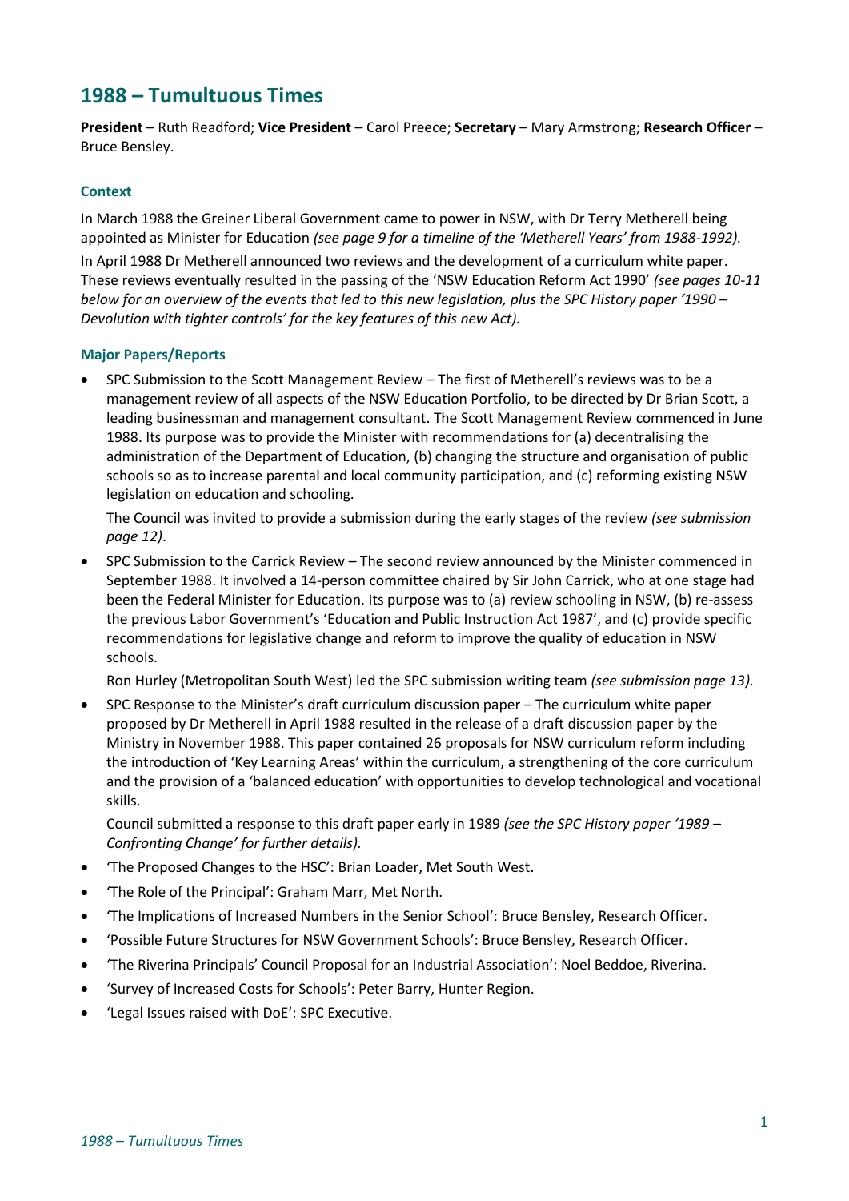# 1988 – Tumultuous Times

**President** – Ruth Readford; **Vice President** – Carol Preece; **Secretary** – Mary Armstrong; **Research Officer** – Bruce Bensley.

### Context

In March 1988 the Greiner Liberal Government came to power in NSW, with Dr Terry Metherell being appointed as Minister for Education *(see page 9 for a timeline of the 'Metherell Years' from 1988-1992).*

In April 1988 Dr Metherell announced two reviews and the development of a curriculum white paper. These reviews eventually resulted in the passing of the 'NSW Education Reform Act 1990' *(see pages 10-11 below for an overview of the events that led to this new legislation, plus the SPC History paper '1990 – Devolution with tighter controls' for the key features of this new Act).*

### Major Papers/Reports

- SPC Submission to the Scott Management Review – The first of Metherell's reviews was to be a management review of all aspects of the NSW Education Portfolio, to be directed by Dr Brian Scott, a leading businessman and management consultant. The Scott Management Review commenced in June 1988. Its purpose was to provide the Minister with recommendations for (a) decentralising the administration of the Department of Education, (b) changing the structure and organisation of public schools so as to increase parental and local community participation, and (c) reforming existing NSW legislation on education and schooling.

  The Council was invited to provide a submission during the early stages of the review *(see submission page 12)*.

- SPC Submission to the Carrick Review – The second review announced by the Minister commenced in September 1988. It involved a 14-person committee chaired by Sir John Carrick, who at one stage had been the Federal Minister for Education. Its purpose was to (a) review schooling in NSW, (b) re-assess the previous Labor Government's 'Education and Public Instruction Act 1987', and (c) provide specific recommendations for legislative change and reform to improve the quality of education in NSW schools.

  Ron Hurley (Metropolitan South West) led the SPC submission writing team *(see submission page 13).*

- SPC Response to the Minister's draft curriculum discussion paper – The curriculum white paper proposed by Dr Metherell in April 1988 resulted in the release of a draft discussion paper by the Ministry in November 1988. This paper contained 26 proposals for NSW curriculum reform including the introduction of 'Key Learning Areas' within the curriculum, a strengthening of the core curriculum and the provision of a 'balanced education' with opportunities to develop technological and vocational skills.

  Council submitted a response to this draft paper early in 1989 *(see the SPC History paper '1989 – Confronting Change' for further details).*

- 'The Proposed Changes to the HSC': Brian Loader, Met South West.
- 'The Role of the Principal': Graham Marr, Met North.
- 'The Implications of Increased Numbers in the Senior School': Bruce Bensley, Research Officer.
- 'Possible Future Structures for NSW Government Schools': Bruce Bensley, Research Officer.
- 'The Riverina Principals' Council Proposal for an Industrial Association': Noel Beddoe, Riverina.
- 'Survey of Increased Costs for Schools': Peter Barry, Hunter Region.
- 'Legal Issues raised with DoE': SPC Executive.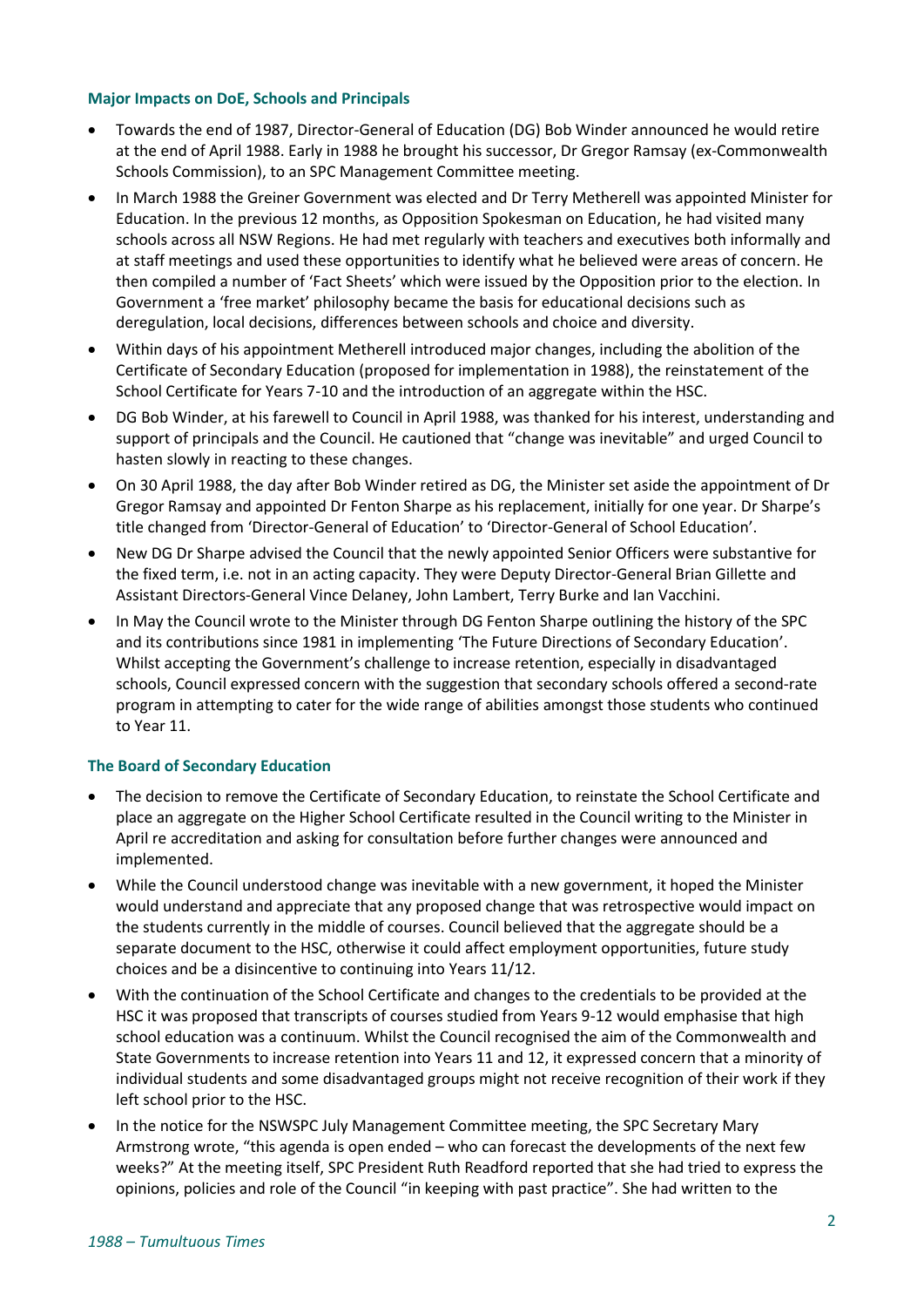### Major Impacts on DoE, Schools and Principals

- Towards the end of 1987, Director-General of Education (DG) Bob Winder announced he would retire at the end of April 1988. Early in 1988 he brought his successor, Dr Gregor Ramsay (ex-Commonwealth Schools Commission), to an SPC Management Committee meeting.
- In March 1988 the Greiner Government was elected and Dr Terry Metherell was appointed Minister for Education. In the previous 12 months, as Opposition Spokesman on Education, he had visited many schools across all NSW Regions. He had met regularly with teachers and executives both informally and at staff meetings and used these opportunities to identify what he believed were areas of concern. He then compiled a number of 'Fact Sheets' which were issued by the Opposition prior to the election. In Government a 'free market' philosophy became the basis for educational decisions such as deregulation, local decisions, differences between schools and choice and diversity.
- Within days of his appointment Metherell introduced major changes, including the abolition of the Certificate of Secondary Education (proposed for implementation in 1988), the reinstatement of the School Certificate for Years 7-10 and the introduction of an aggregate within the HSC.
- DG Bob Winder, at his farewell to Council in April 1988, was thanked for his interest, understanding and support of principals and the Council. He cautioned that "change was inevitable" and urged Council to hasten slowly in reacting to these changes.
- On 30 April 1988, the day after Bob Winder retired as DG, the Minister set aside the appointment of Dr Gregor Ramsay and appointed Dr Fenton Sharpe as his replacement, initially for one year. Dr Sharpe's title changed from 'Director-General of Education' to 'Director-General of School Education'.
- New DG Dr Sharpe advised the Council that the newly appointed Senior Officers were substantive for the fixed term, i.e. not in an acting capacity. They were Deputy Director-General Brian Gillette and Assistant Directors-General Vince Delaney, John Lambert, Terry Burke and Ian Vacchini.
- In May the Council wrote to the Minister through DG Fenton Sharpe outlining the history of the SPC and its contributions since 1981 in implementing 'The Future Directions of Secondary Education'. Whilst accepting the Government's challenge to increase retention, especially in disadvantaged schools, Council expressed concern with the suggestion that secondary schools offered a second-rate program in attempting to cater for the wide range of abilities amongst those students who continued to Year 11.

### The Board of Secondary Education

- The decision to remove the Certificate of Secondary Education, to reinstate the School Certificate and place an aggregate on the Higher School Certificate resulted in the Council writing to the Minister in April re accreditation and asking for consultation before further changes were announced and implemented.
- While the Council understood change was inevitable with a new government, it hoped the Minister would understand and appreciate that any proposed change that was retrospective would impact on the students currently in the middle of courses. Council believed that the aggregate should be a separate document to the HSC, otherwise it could affect employment opportunities, future study choices and be a disincentive to continuing into Years 11/12.
- With the continuation of the School Certificate and changes to the credentials to be provided at the HSC it was proposed that transcripts of courses studied from Years 9-12 would emphasise that high school education was a continuum. Whilst the Council recognised the aim of the Commonwealth and State Governments to increase retention into Years 11 and 12, it expressed concern that a minority of individual students and some disadvantaged groups might not receive recognition of their work if they left school prior to the HSC.
- In the notice for the NSWSPC July Management Committee meeting, the SPC Secretary Mary Armstrong wrote, "this agenda is open ended – who can forecast the developments of the next few weeks?" At the meeting itself, SPC President Ruth Readford reported that she had tried to express the opinions, policies and role of the Council "in keeping with past practice". She had written to the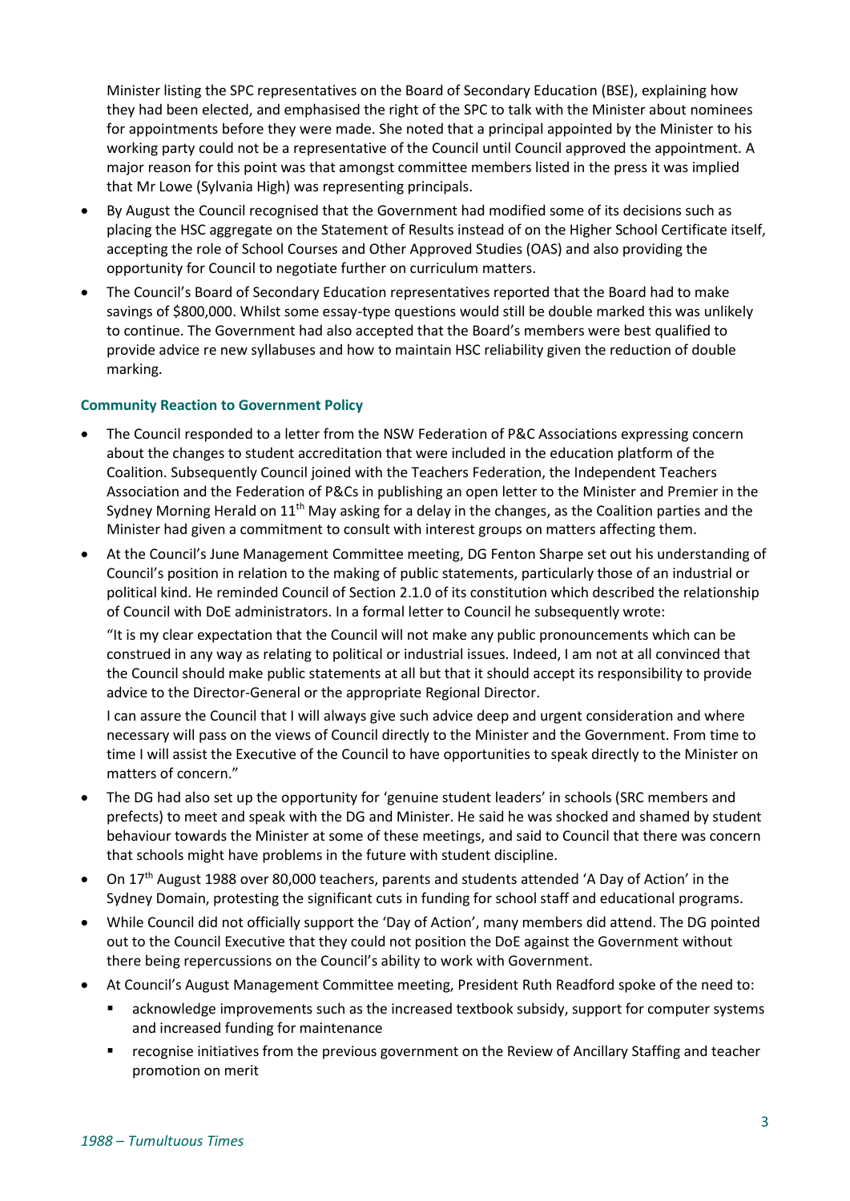Minister listing the SPC representatives on the Board of Secondary Education (BSE), explaining how they had been elected, and emphasised the right of the SPC to talk with the Minister about nominees for appointments before they were made. She noted that a principal appointed by the Minister to his working party could not be a representative of the Council until Council approved the appointment. A major reason for this point was that amongst committee members listed in the press it was implied that Mr Lowe (Sylvania High) was representing principals.

- By August the Council recognised that the Government had modified some of its decisions such as placing the HSC aggregate on the Statement of Results instead of on the Higher School Certificate itself, accepting the role of School Courses and Other Approved Studies (OAS) and also providing the opportunity for Council to negotiate further on curriculum matters.
- The Council's Board of Secondary Education representatives reported that the Board had to make savings of $800,000. Whilst some essay-type questions would still be double marked this was unlikely to continue. The Government had also accepted that the Board's members were best qualified to provide advice re new syllabuses and how to maintain HSC reliability given the reduction of double marking.

### Community Reaction to Government Policy

- The Council responded to a letter from the NSW Federation of P&C Associations expressing concern about the changes to student accreditation that were included in the education platform of the Coalition. Subsequently Council joined with the Teachers Federation, the Independent Teachers Association and the Federation of P&Cs in publishing an open letter to the Minister and Premier in the Sydney Morning Herald on 11th May asking for a delay in the changes, as the Coalition parties and the Minister had given a commitment to consult with interest groups on matters affecting them.
- At the Council's June Management Committee meeting, DG Fenton Sharpe set out his understanding of Council's position in relation to the making of public statements, particularly those of an industrial or political kind. He reminded Council of Section 2.1.0 of its constitution which described the relationship of Council with DoE administrators. In a formal letter to Council he subsequently wrote:

  "It is my clear expectation that the Council will not make any public pronouncements which can be construed in any way as relating to political or industrial issues. Indeed, I am not at all convinced that the Council should make public statements at all but that it should accept its responsibility to provide advice to the Director-General or the appropriate Regional Director.

  I can assure the Council that I will always give such advice deep and urgent consideration and where necessary will pass on the views of Council directly to the Minister and the Government. From time to time I will assist the Executive of the Council to have opportunities to speak directly to the Minister on matters of concern."
- The DG had also set up the opportunity for 'genuine student leaders' in schools (SRC members and prefects) to meet and speak with the DG and Minister. He said he was shocked and shamed by student behaviour towards the Minister at some of these meetings, and said to Council that there was concern that schools might have problems in the future with student discipline.
- On 17th August 1988 over 80,000 teachers, parents and students attended 'A Day of Action' in the Sydney Domain, protesting the significant cuts in funding for school staff and educational programs.
- While Council did not officially support the 'Day of Action', many members did attend. The DG pointed out to the Council Executive that they could not position the DoE against the Government without there being repercussions on the Council's ability to work with Government.
- At Council's August Management Committee meeting, President Ruth Readford spoke of the need to:
  - acknowledge improvements such as the increased textbook subsidy, support for computer systems and increased funding for maintenance
  - recognise initiatives from the previous government on the Review of Ancillary Staffing and teacher promotion on merit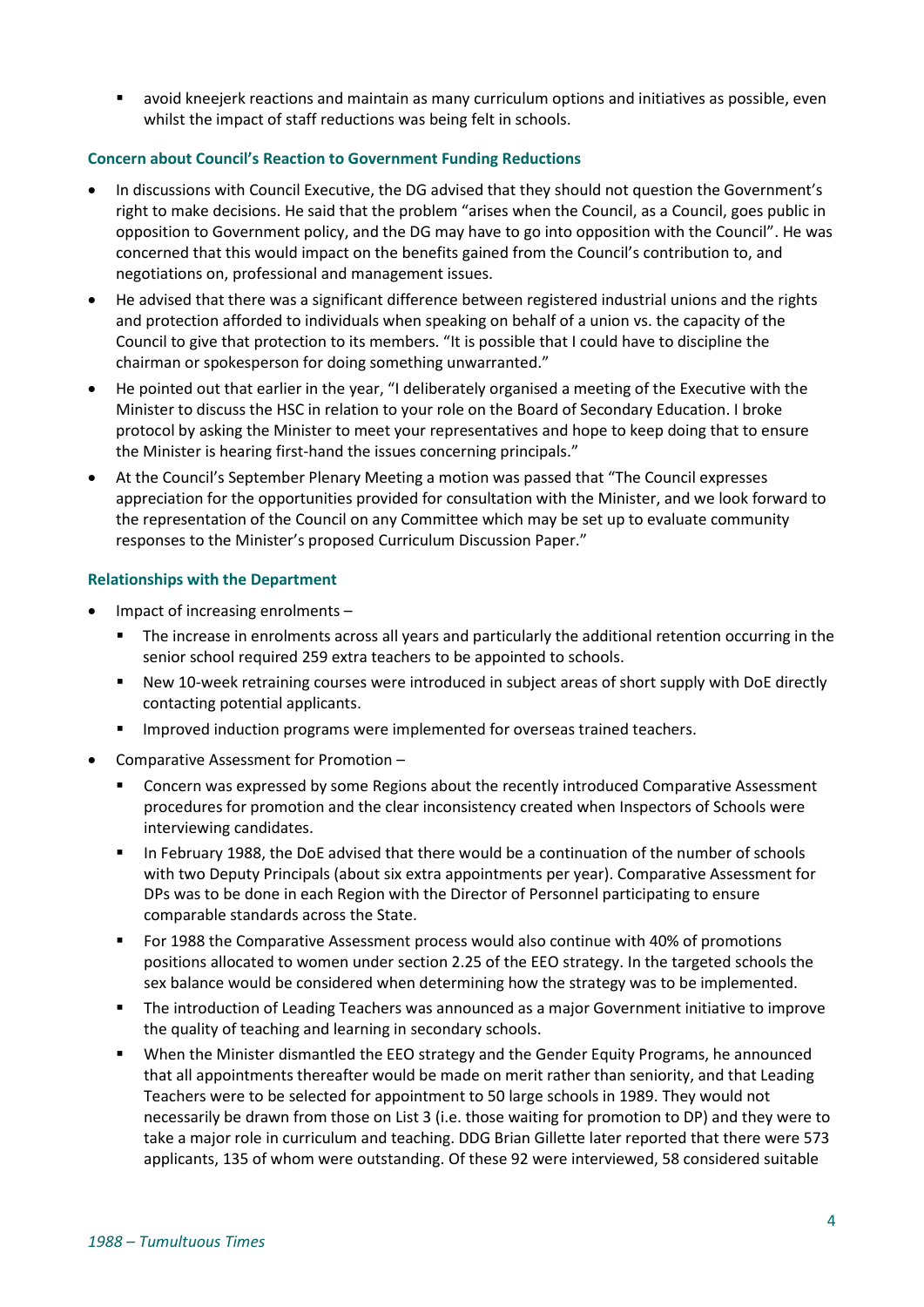- avoid kneejerk reactions and maintain as many curriculum options and initiatives as possible, even whilst the impact of staff reductions was being felt in schools.

### Concern about Council's Reaction to Government Funding Reductions

- In discussions with Council Executive, the DG advised that they should not question the Government's right to make decisions. He said that the problem "arises when the Council, as a Council, goes public in opposition to Government policy, and the DG may have to go into opposition with the Council". He was concerned that this would impact on the benefits gained from the Council's contribution to, and negotiations on, professional and management issues.
- He advised that there was a significant difference between registered industrial unions and the rights and protection afforded to individuals when speaking on behalf of a union vs. the capacity of the Council to give that protection to its members. "It is possible that I could have to discipline the chairman or spokesperson for doing something unwarranted."
- He pointed out that earlier in the year, "I deliberately organised a meeting of the Executive with the Minister to discuss the HSC in relation to your role on the Board of Secondary Education. I broke protocol by asking the Minister to meet your representatives and hope to keep doing that to ensure the Minister is hearing first-hand the issues concerning principals."
- At the Council's September Plenary Meeting a motion was passed that "The Council expresses appreciation for the opportunities provided for consultation with the Minister, and we look forward to the representation of the Council on any Committee which may be set up to evaluate community responses to the Minister's proposed Curriculum Discussion Paper."

### Relationships with the Department

- Impact of increasing enrolments –
  - The increase in enrolments across all years and particularly the additional retention occurring in the senior school required 259 extra teachers to be appointed to schools.
  - New 10-week retraining courses were introduced in subject areas of short supply with DoE directly contacting potential applicants.
  - Improved induction programs were implemented for overseas trained teachers.
- Comparative Assessment for Promotion –
  - Concern was expressed by some Regions about the recently introduced Comparative Assessment procedures for promotion and the clear inconsistency created when Inspectors of Schools were interviewing candidates.
  - In February 1988, the DoE advised that there would be a continuation of the number of schools with two Deputy Principals (about six extra appointments per year). Comparative Assessment for DPs was to be done in each Region with the Director of Personnel participating to ensure comparable standards across the State.
  - For 1988 the Comparative Assessment process would also continue with 40% of promotions positions allocated to women under section 2.25 of the EEO strategy. In the targeted schools the sex balance would be considered when determining how the strategy was to be implemented.
  - The introduction of Leading Teachers was announced as a major Government initiative to improve the quality of teaching and learning in secondary schools.
  - When the Minister dismantled the EEO strategy and the Gender Equity Programs, he announced that all appointments thereafter would be made on merit rather than seniority, and that Leading Teachers were to be selected for appointment to 50 large schools in 1989. They would not necessarily be drawn from those on List 3 (i.e. those waiting for promotion to DP) and they were to take a major role in curriculum and teaching. DDG Brian Gillette later reported that there were 573 applicants, 135 of whom were outstanding. Of these 92 were interviewed, 58 considered suitable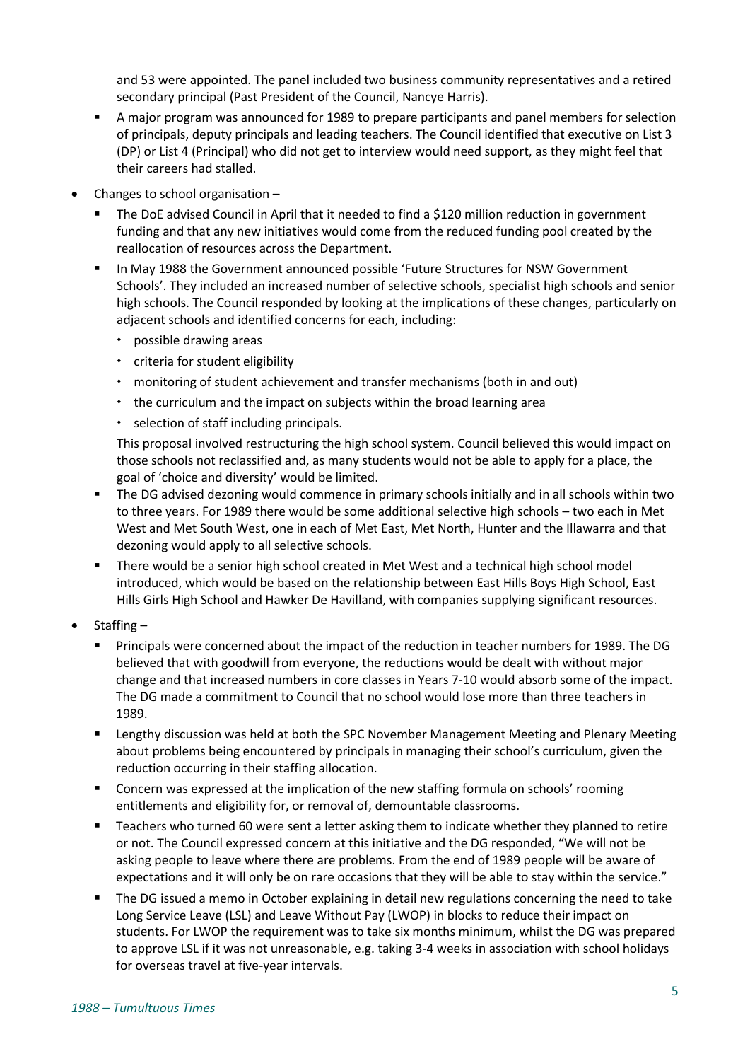and 53 were appointed. The panel included two business community representatives and a retired secondary principal (Past President of the Council, Nancye Harris).

- A major program was announced for 1989 to prepare participants and panel members for selection of principals, deputy principals and leading teachers. The Council identified that executive on List 3 (DP) or List 4 (Principal) who did not get to interview would need support, as they might feel that their careers had stalled.

- Changes to school organisation –
  - The DoE advised Council in April that it needed to find a $120 million reduction in government funding and that any new initiatives would come from the reduced funding pool created by the reallocation of resources across the Department.
  - In May 1988 the Government announced possible 'Future Structures for NSW Government Schools'. They included an increased number of selective schools, specialist high schools and senior high schools. The Council responded by looking at the implications of these changes, particularly on adjacent schools and identified concerns for each, including:
    - possible drawing areas
    - criteria for student eligibility
    - monitoring of student achievement and transfer mechanisms (both in and out)
    - the curriculum and the impact on subjects within the broad learning area
    - selection of staff including principals.

    This proposal involved restructuring the high school system. Council believed this would impact on those schools not reclassified and, as many students would not be able to apply for a place, the goal of 'choice and diversity' would be limited.
  - The DG advised dezoning would commence in primary schools initially and in all schools within two to three years. For 1989 there would be some additional selective high schools – two each in Met West and Met South West, one in each of Met East, Met North, Hunter and the Illawarra and that dezoning would apply to all selective schools.
  - There would be a senior high school created in Met West and a technical high school model introduced, which would be based on the relationship between East Hills Boys High School, East Hills Girls High School and Hawker De Havilland, with companies supplying significant resources.

- Staffing –
  - Principals were concerned about the impact of the reduction in teacher numbers for 1989. The DG believed that with goodwill from everyone, the reductions would be dealt with without major change and that increased numbers in core classes in Years 7-10 would absorb some of the impact. The DG made a commitment to Council that no school would lose more than three teachers in 1989.
  - Lengthy discussion was held at both the SPC November Management Meeting and Plenary Meeting about problems being encountered by principals in managing their school's curriculum, given the reduction occurring in their staffing allocation.
  - Concern was expressed at the implication of the new staffing formula on schools' rooming entitlements and eligibility for, or removal of, demountable classrooms.
  - Teachers who turned 60 were sent a letter asking them to indicate whether they planned to retire or not. The Council expressed concern at this initiative and the DG responded, "We will not be asking people to leave where there are problems. From the end of 1989 people will be aware of expectations and it will only be on rare occasions that they will be able to stay within the service."
  - The DG issued a memo in October explaining in detail new regulations concerning the need to take Long Service Leave (LSL) and Leave Without Pay (LWOP) in blocks to reduce their impact on students. For LWOP the requirement was to take six months minimum, whilst the DG was prepared to approve LSL if it was not unreasonable, e.g. taking 3-4 weeks in association with school holidays for overseas travel at five-year intervals.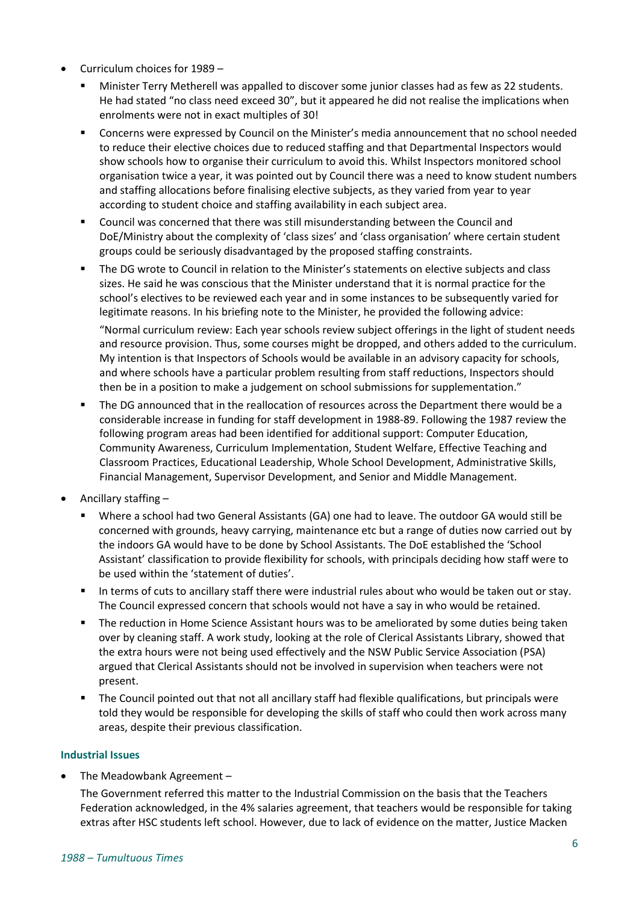- Curriculum choices for 1989 –
  - Minister Terry Metherell was appalled to discover some junior classes had as few as 22 students. He had stated "no class need exceed 30", but it appeared he did not realise the implications when enrolments were not in exact multiples of 30!
  - Concerns were expressed by Council on the Minister's media announcement that no school needed to reduce their elective choices due to reduced staffing and that Departmental Inspectors would show schools how to organise their curriculum to avoid this. Whilst Inspectors monitored school organisation twice a year, it was pointed out by Council there was a need to know student numbers and staffing allocations before finalising elective subjects, as they varied from year to year according to student choice and staffing availability in each subject area.
  - Council was concerned that there was still misunderstanding between the Council and DoE/Ministry about the complexity of 'class sizes' and 'class organisation' where certain student groups could be seriously disadvantaged by the proposed staffing constraints.
  - The DG wrote to Council in relation to the Minister's statements on elective subjects and class sizes. He said he was conscious that the Minister understand that it is normal practice for the school's electives to be reviewed each year and in some instances to be subsequently varied for legitimate reasons. In his briefing note to the Minister, he provided the following advice:

    "Normal curriculum review: Each year schools review subject offerings in the light of student needs and resource provision. Thus, some courses might be dropped, and others added to the curriculum. My intention is that Inspectors of Schools would be available in an advisory capacity for schools, and where schools have a particular problem resulting from staff reductions, Inspectors should then be in a position to make a judgement on school submissions for supplementation."
  - The DG announced that in the reallocation of resources across the Department there would be a considerable increase in funding for staff development in 1988-89. Following the 1987 review the following program areas had been identified for additional support: Computer Education, Community Awareness, Curriculum Implementation, Student Welfare, Effective Teaching and Classroom Practices, Educational Leadership, Whole School Development, Administrative Skills, Financial Management, Supervisor Development, and Senior and Middle Management.
- Ancillary staffing –
  - Where a school had two General Assistants (GA) one had to leave. The outdoor GA would still be concerned with grounds, heavy carrying, maintenance etc but a range of duties now carried out by the indoors GA would have to be done by School Assistants. The DoE established the 'School Assistant' classification to provide flexibility for schools, with principals deciding how staff were to be used within the 'statement of duties'.
  - In terms of cuts to ancillary staff there were industrial rules about who would be taken out or stay. The Council expressed concern that schools would not have a say in who would be retained.
  - The reduction in Home Science Assistant hours was to be ameliorated by some duties being taken over by cleaning staff. A work study, looking at the role of Clerical Assistants Library, showed that the extra hours were not being used effectively and the NSW Public Service Association (PSA) argued that Clerical Assistants should not be involved in supervision when teachers were not present.
  - The Council pointed out that not all ancillary staff had flexible qualifications, but principals were told they would be responsible for developing the skills of staff who could then work across many areas, despite their previous classification.

### Industrial Issues

- The Meadowbank Agreement –

  The Government referred this matter to the Industrial Commission on the basis that the Teachers Federation acknowledged, in the 4% salaries agreement, that teachers would be responsible for taking extras after HSC students left school. However, due to lack of evidence on the matter, Justice Macken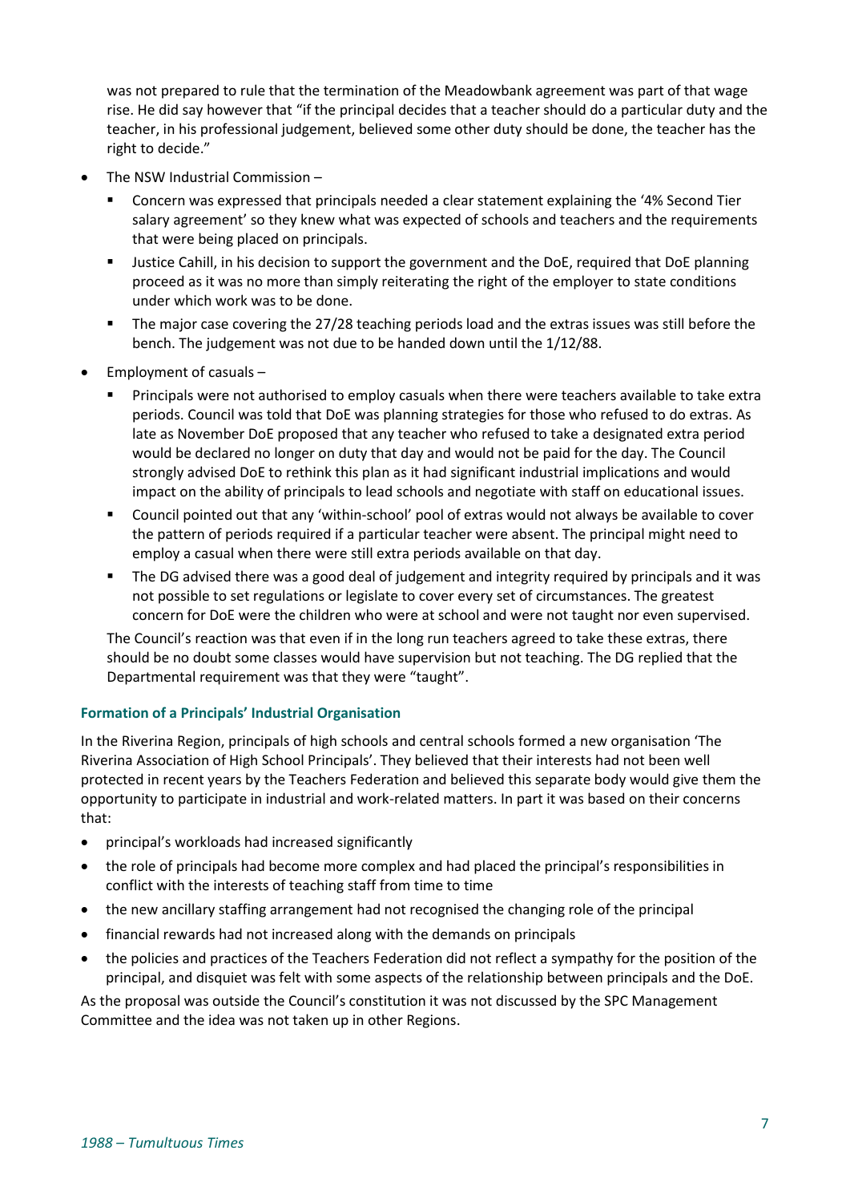was not prepared to rule that the termination of the Meadowbank agreement was part of that wage rise. He did say however that "if the principal decides that a teacher should do a particular duty and the teacher, in his professional judgement, believed some other duty should be done, the teacher has the right to decide."

- The NSW Industrial Commission –
  - Concern was expressed that principals needed a clear statement explaining the '4% Second Tier salary agreement' so they knew what was expected of schools and teachers and the requirements that were being placed on principals.
  - Justice Cahill, in his decision to support the government and the DoE, required that DoE planning proceed as it was no more than simply reiterating the right of the employer to state conditions under which work was to be done.
  - The major case covering the 27/28 teaching periods load and the extras issues was still before the bench. The judgement was not due to be handed down until the 1/12/88.
- Employment of casuals –
  - Principals were not authorised to employ casuals when there were teachers available to take extra periods. Council was told that DoE was planning strategies for those who refused to do extras. As late as November DoE proposed that any teacher who refused to take a designated extra period would be declared no longer on duty that day and would not be paid for the day. The Council strongly advised DoE to rethink this plan as it had significant industrial implications and would impact on the ability of principals to lead schools and negotiate with staff on educational issues.
  - Council pointed out that any 'within-school' pool of extras would not always be available to cover the pattern of periods required if a particular teacher were absent. The principal might need to employ a casual when there were still extra periods available on that day.
  - The DG advised there was a good deal of judgement and integrity required by principals and it was not possible to set regulations or legislate to cover every set of circumstances. The greatest concern for DoE were the children who were at school and were not taught nor even supervised.

  The Council's reaction was that even if in the long run teachers agreed to take these extras, there should be no doubt some classes would have supervision but not teaching. The DG replied that the Departmental requirement was that they were "taught".

#### Formation of a Principals' Industrial Organisation

In the Riverina Region, principals of high schools and central schools formed a new organisation 'The Riverina Association of High School Principals'. They believed that their interests had not been well protected in recent years by the Teachers Federation and believed this separate body would give them the opportunity to participate in industrial and work-related matters. In part it was based on their concerns that:

- principal's workloads had increased significantly
- the role of principals had become more complex and had placed the principal's responsibilities in conflict with the interests of teaching staff from time to time
- the new ancillary staffing arrangement had not recognised the changing role of the principal
- financial rewards had not increased along with the demands on principals
- the policies and practices of the Teachers Federation did not reflect a sympathy for the position of the principal, and disquiet was felt with some aspects of the relationship between principals and the DoE.

As the proposal was outside the Council's constitution it was not discussed by the SPC Management Committee and the idea was not taken up in other Regions.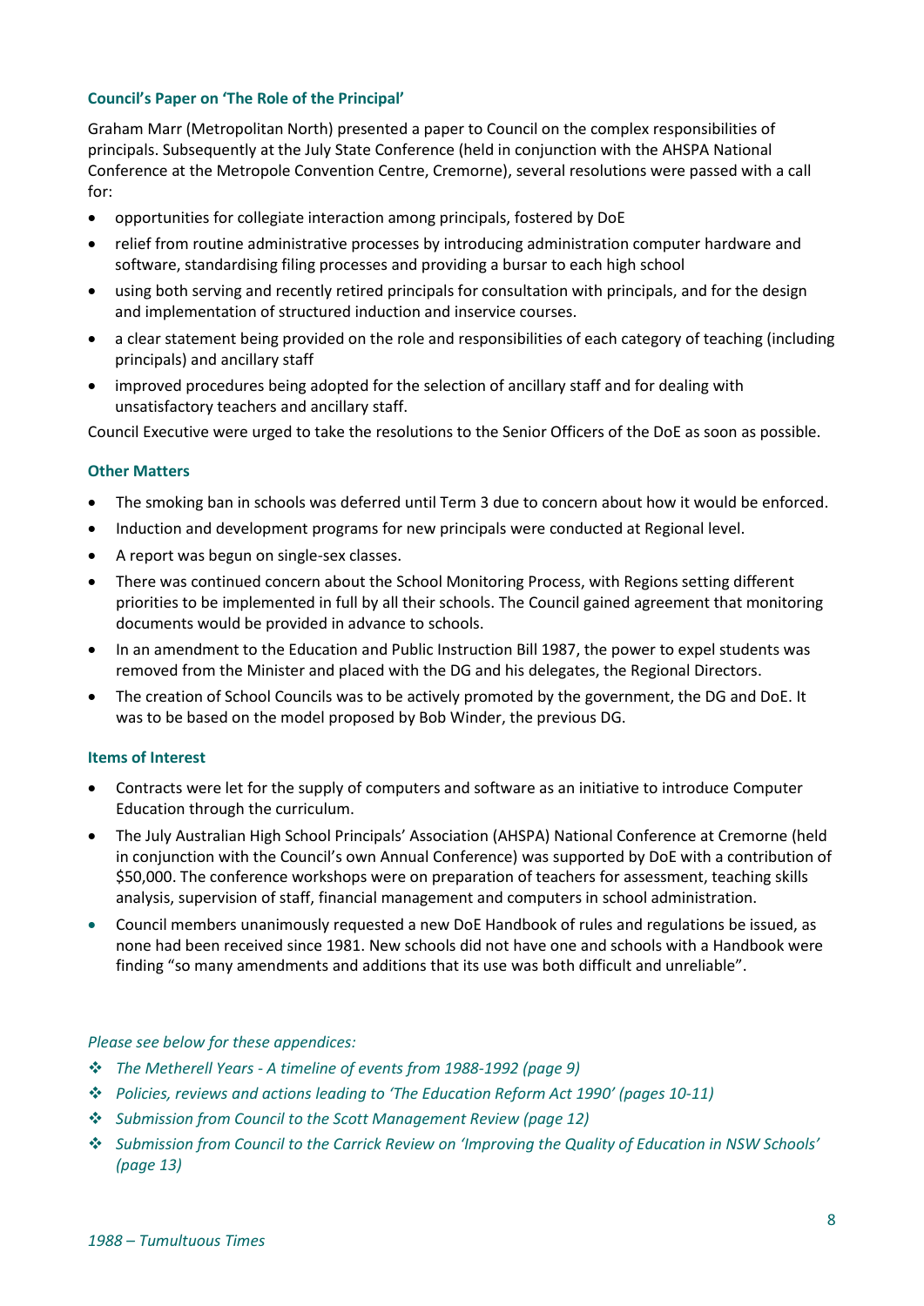### Council's Paper on 'The Role of the Principal'

Graham Marr (Metropolitan North) presented a paper to Council on the complex responsibilities of principals. Subsequently at the July State Conference (held in conjunction with the AHSPA National Conference at the Metropole Convention Centre, Cremorne), several resolutions were passed with a call for:

- opportunities for collegiate interaction among principals, fostered by DoE
- relief from routine administrative processes by introducing administration computer hardware and software, standardising filing processes and providing a bursar to each high school
- using both serving and recently retired principals for consultation with principals, and for the design and implementation of structured induction and inservice courses.
- a clear statement being provided on the role and responsibilities of each category of teaching (including principals) and ancillary staff
- improved procedures being adopted for the selection of ancillary staff and for dealing with unsatisfactory teachers and ancillary staff.

Council Executive were urged to take the resolutions to the Senior Officers of the DoE as soon as possible.

### Other Matters

- The smoking ban in schools was deferred until Term 3 due to concern about how it would be enforced.
- Induction and development programs for new principals were conducted at Regional level.
- A report was begun on single-sex classes.
- There was continued concern about the School Monitoring Process, with Regions setting different priorities to be implemented in full by all their schools. The Council gained agreement that monitoring documents would be provided in advance to schools.
- In an amendment to the Education and Public Instruction Bill 1987, the power to expel students was removed from the Minister and placed with the DG and his delegates, the Regional Directors.
- The creation of School Councils was to be actively promoted by the government, the DG and DoE. It was to be based on the model proposed by Bob Winder, the previous DG.

### Items of Interest

- Contracts were let for the supply of computers and software as an initiative to introduce Computer Education through the curriculum.
- The July Australian High School Principals' Association (AHSPA) National Conference at Cremorne (held in conjunction with the Council's own Annual Conference) was supported by DoE with a contribution of $50,000. The conference workshops were on preparation of teachers for assessment, teaching skills analysis, supervision of staff, financial management and computers in school administration.
- Council members unanimously requested a new DoE Handbook of rules and regulations be issued, as none had been received since 1981. New schools did not have one and schools with a Handbook were finding "so many amendments and additions that its use was both difficult and unreliable".

*Please see below for these appendices:*

- *The Metherell Years - A timeline of events from 1988-1992 (page 9)*
- *Policies, reviews and actions leading to 'The Education Reform Act 1990' (pages 10-11)*
- *Submission from Council to the Scott Management Review (page 12)*
- *Submission from Council to the Carrick Review on 'Improving the Quality of Education in NSW Schools' (page 13)*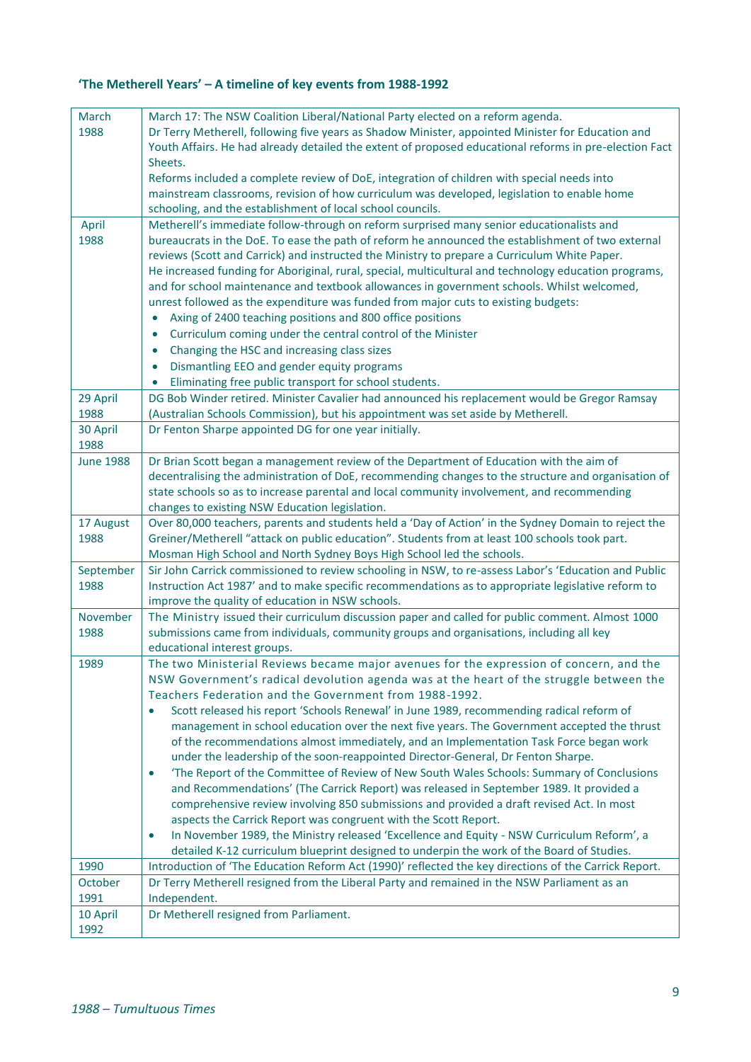### 'The Metherell Years' – A timeline of key events from 1988-1992

| | |
|---|---|
| March 1988 | March 17: The NSW Coalition Liberal/National Party elected on a reform agenda.<br>Dr Terry Metherell, following five years as Shadow Minister, appointed Minister for Education and Youth Affairs. He had already detailed the extent of proposed educational reforms in pre-election Fact Sheets.<br>Reforms included a complete review of DoE, integration of children with special needs into mainstream classrooms, revision of how curriculum was developed, legislation to enable home schooling, and the establishment of local school councils. |
| April 1988 | Metherell's immediate follow-through on reform surprised many senior educationalists and bureaucrats in the DoE. To ease the path of reform he announced the establishment of two external reviews (Scott and Carrick) and instructed the Ministry to prepare a Curriculum White Paper.<br>He increased funding for Aboriginal, rural, special, multicultural and technology education programs, and for school maintenance and textbook allowances in government schools. Whilst welcomed, unrest followed as the expenditure was funded from major cuts to existing budgets:<br>• Axing of 2400 teaching positions and 800 office positions<br>• Curriculum coming under the central control of the Minister<br>• Changing the HSC and increasing class sizes<br>• Dismantling EEO and gender equity programs<br>• Eliminating free public transport for school students. |
| 29 April 1988 | DG Bob Winder retired. Minister Cavalier had announced his replacement would be Gregor Ramsay (Australian Schools Commission), but his appointment was set aside by Metherell. |
| 30 April 1988 | Dr Fenton Sharpe appointed DG for one year initially. |
| June 1988 | Dr Brian Scott began a management review of the Department of Education with the aim of decentralising the administration of DoE, recommending changes to the structure and organisation of state schools so as to increase parental and local community involvement, and recommending changes to existing NSW Education legislation. |
| 17 August 1988 | Over 80,000 teachers, parents and students held a 'Day of Action' in the Sydney Domain to reject the Greiner/Metherell "attack on public education". Students from at least 100 schools took part. Mosman High School and North Sydney Boys High School led the schools. |
| September 1988 | Sir John Carrick commissioned to review schooling in NSW, to re-assess Labor's 'Education and Public Instruction Act 1987' and to make specific recommendations as to appropriate legislative reform to improve the quality of education in NSW schools. |
| November 1988 | The Ministry issued their curriculum discussion paper and called for public comment. Almost 1000 submissions came from individuals, community groups and organisations, including all key educational interest groups. |
| 1989 | The two Ministerial Reviews became major avenues for the expression of concern, and the NSW Government's radical devolution agenda was at the heart of the struggle between the Teachers Federation and the Government from 1988-1992.<br>• Scott released his report 'Schools Renewal' in June 1989, recommending radical reform of management in school education over the next five years. The Government accepted the thrust of the recommendations almost immediately, and an Implementation Task Force began work under the leadership of the soon-reappointed Director-General, Dr Fenton Sharpe.<br>• 'The Report of the Committee of Review of New South Wales Schools: Summary of Conclusions and Recommendations' (The Carrick Report) was released in September 1989. It provided a comprehensive review involving 850 submissions and provided a draft revised Act. In most aspects the Carrick Report was congruent with the Scott Report.<br>• In November 1989, the Ministry released 'Excellence and Equity - NSW Curriculum Reform', a detailed K-12 curriculum blueprint designed to underpin the work of the Board of Studies. |
| 1990 | Introduction of 'The Education Reform Act (1990)' reflected the key directions of the Carrick Report. |
| October 1991 | Dr Terry Metherell resigned from the Liberal Party and remained in the NSW Parliament as an Independent. |
| 10 April 1992 | Dr Metherell resigned from Parliament. |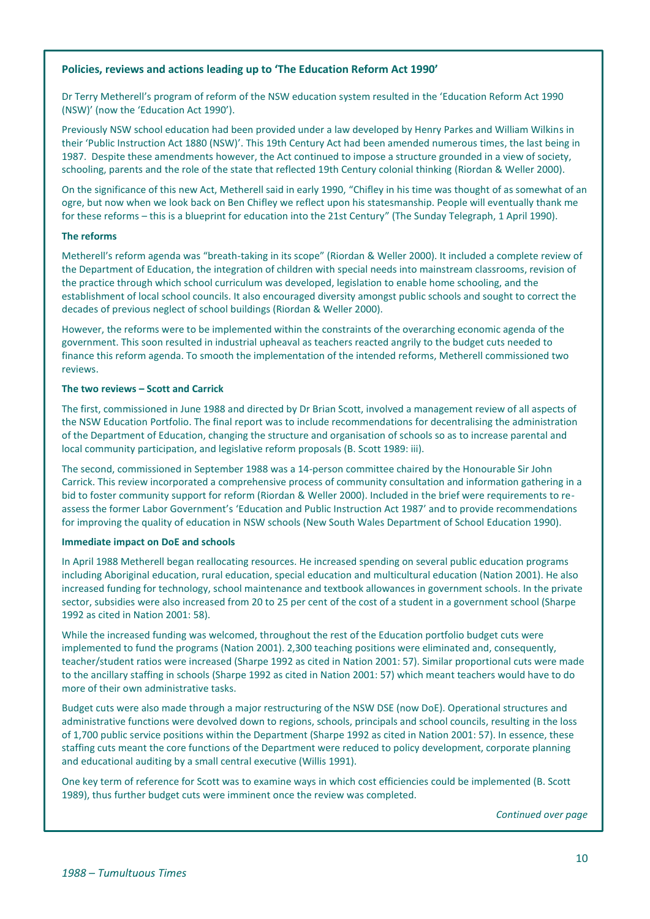## Policies, reviews and actions leading up to 'The Education Reform Act 1990'

Dr Terry Metherell's program of reform of the NSW education system resulted in the 'Education Reform Act 1990 (NSW)' (now the 'Education Act 1990').

Previously NSW school education had been provided under a law developed by Henry Parkes and William Wilkins in their 'Public Instruction Act 1880 (NSW)'. This 19th Century Act had been amended numerous times, the last being in 1987. Despite these amendments however, the Act continued to impose a structure grounded in a view of society, schooling, parents and the role of the state that reflected 19th Century colonial thinking (Riordan & Weller 2000).

On the significance of this new Act, Metherell said in early 1990, "Chifley in his time was thought of as somewhat of an ogre, but now when we look back on Ben Chifley we reflect upon his statesmanship. People will eventually thank me for these reforms – this is a blueprint for education into the 21st Century" (The Sunday Telegraph, 1 April 1990).

### The reforms

Metherell's reform agenda was "breath-taking in its scope" (Riordan & Weller 2000). It included a complete review of the Department of Education, the integration of children with special needs into mainstream classrooms, revision of the practice through which school curriculum was developed, legislation to enable home schooling, and the establishment of local school councils. It also encouraged diversity amongst public schools and sought to correct the decades of previous neglect of school buildings (Riordan & Weller 2000).

However, the reforms were to be implemented within the constraints of the overarching economic agenda of the government. This soon resulted in industrial upheaval as teachers reacted angrily to the budget cuts needed to finance this reform agenda. To smooth the implementation of the intended reforms, Metherell commissioned two reviews.

### The two reviews – Scott and Carrick

The first, commissioned in June 1988 and directed by Dr Brian Scott, involved a management review of all aspects of the NSW Education Portfolio. The final report was to include recommendations for decentralising the administration of the Department of Education, changing the structure and organisation of schools so as to increase parental and local community participation, and legislative reform proposals (B. Scott 1989: iii).

The second, commissioned in September 1988 was a 14-person committee chaired by the Honourable Sir John Carrick. This review incorporated a comprehensive process of community consultation and information gathering in a bid to foster community support for reform (Riordan & Weller 2000). Included in the brief were requirements to re-assess the former Labor Government's 'Education and Public Instruction Act 1987' and to provide recommendations for improving the quality of education in NSW schools (New South Wales Department of School Education 1990).

### Immediate impact on DoE and schools

In April 1988 Metherell began reallocating resources. He increased spending on several public education programs including Aboriginal education, rural education, special education and multicultural education (Nation 2001). He also increased funding for technology, school maintenance and textbook allowances in government schools. In the private sector, subsidies were also increased from 20 to 25 per cent of the cost of a student in a government school (Sharpe 1992 as cited in Nation 2001: 58).

While the increased funding was welcomed, throughout the rest of the Education portfolio budget cuts were implemented to fund the programs (Nation 2001). 2,300 teaching positions were eliminated and, consequently, teacher/student ratios were increased (Sharpe 1992 as cited in Nation 2001: 57). Similar proportional cuts were made to the ancillary staffing in schools (Sharpe 1992 as cited in Nation 2001: 57) which meant teachers would have to do more of their own administrative tasks.

Budget cuts were also made through a major restructuring of the NSW DSE (now DoE). Operational structures and administrative functions were devolved down to regions, schools, principals and school councils, resulting in the loss of 1,700 public service positions within the Department (Sharpe 1992 as cited in Nation 2001: 57). In essence, these staffing cuts meant the core functions of the Department were reduced to policy development, corporate planning and educational auditing by a small central executive (Willis 1991).

One key term of reference for Scott was to examine ways in which cost efficiencies could be implemented (B. Scott 1989), thus further budget cuts were imminent once the review was completed.

*Continued over page*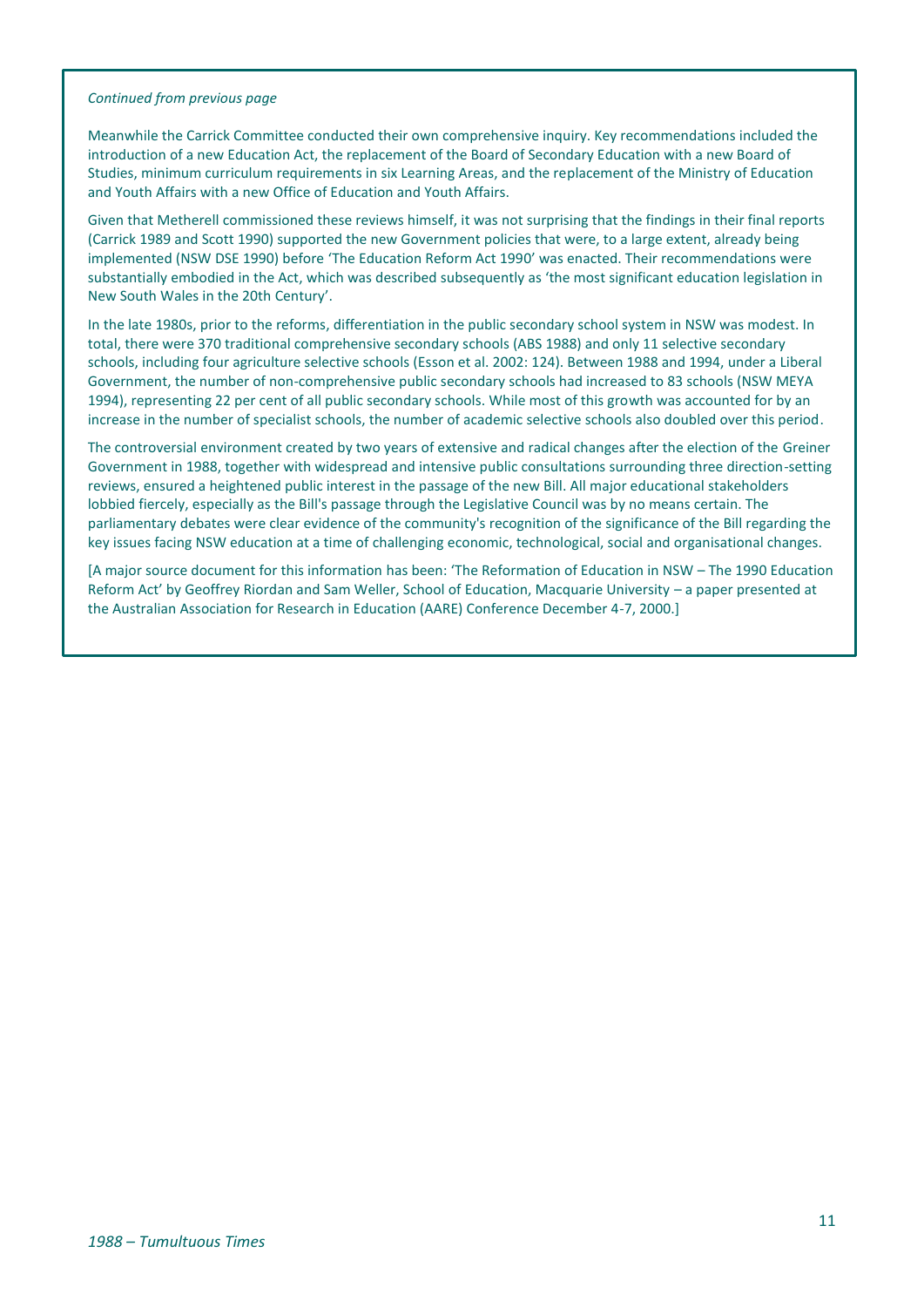*Continued from previous page*

Meanwhile the Carrick Committee conducted their own comprehensive inquiry. Key recommendations included the introduction of a new Education Act, the replacement of the Board of Secondary Education with a new Board of Studies, minimum curriculum requirements in six Learning Areas, and the replacement of the Ministry of Education and Youth Affairs with a new Office of Education and Youth Affairs.

Given that Metherell commissioned these reviews himself, it was not surprising that the findings in their final reports (Carrick 1989 and Scott 1990) supported the new Government policies that were, to a large extent, already being implemented (NSW DSE 1990) before 'The Education Reform Act 1990' was enacted. Their recommendations were substantially embodied in the Act, which was described subsequently as 'the most significant education legislation in New South Wales in the 20th Century'.

In the late 1980s, prior to the reforms, differentiation in the public secondary school system in NSW was modest. In total, there were 370 traditional comprehensive secondary schools (ABS 1988) and only 11 selective secondary schools, including four agriculture selective schools (Esson et al. 2002: 124). Between 1988 and 1994, under a Liberal Government, the number of non-comprehensive public secondary schools had increased to 83 schools (NSW MEYA 1994), representing 22 per cent of all public secondary schools. While most of this growth was accounted for by an increase in the number of specialist schools, the number of academic selective schools also doubled over this period.

The controversial environment created by two years of extensive and radical changes after the election of the Greiner Government in 1988, together with widespread and intensive public consultations surrounding three direction-setting reviews, ensured a heightened public interest in the passage of the new Bill. All major educational stakeholders lobbied fiercely, especially as the Bill's passage through the Legislative Council was by no means certain. The parliamentary debates were clear evidence of the community's recognition of the significance of the Bill regarding the key issues facing NSW education at a time of challenging economic, technological, social and organisational changes.

[A major source document for this information has been: 'The Reformation of Education in NSW – The 1990 Education Reform Act' by Geoffrey Riordan and Sam Weller, School of Education, Macquarie University – a paper presented at the Australian Association for Research in Education (AARE) Conference December 4-7, 2000.]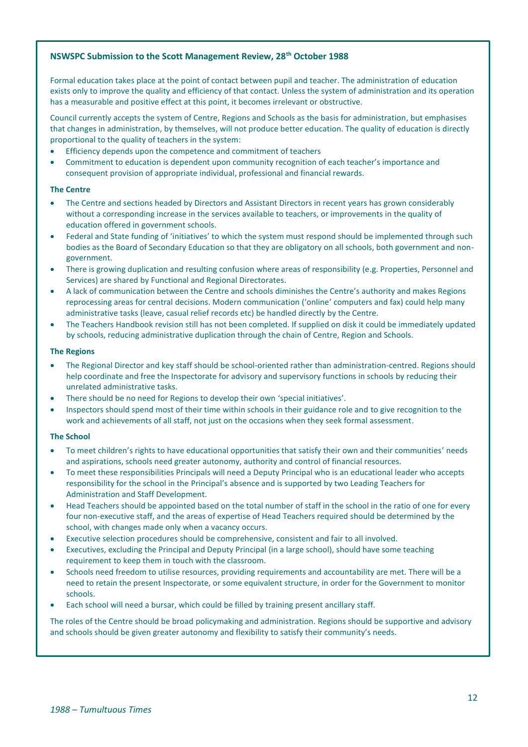## NSWSPC Submission to the Scott Management Review, 28th October 1988

Formal education takes place at the point of contact between pupil and teacher. The administration of education exists only to improve the quality and efficiency of that contact. Unless the system of administration and its operation has a measurable and positive effect at this point, it becomes irrelevant or obstructive.

Council currently accepts the system of Centre, Regions and Schools as the basis for administration, but emphasises that changes in administration, by themselves, will not produce better education. The quality of education is directly proportional to the quality of teachers in the system:

- Efficiency depends upon the competence and commitment of teachers
- Commitment to education is dependent upon community recognition of each teacher's importance and consequent provision of appropriate individual, professional and financial rewards.

### The Centre

- The Centre and sections headed by Directors and Assistant Directors in recent years has grown considerably without a corresponding increase in the services available to teachers, or improvements in the quality of education offered in government schools.
- Federal and State funding of 'initiatives' to which the system must respond should be implemented through such bodies as the Board of Secondary Education so that they are obligatory on all schools, both government and non-government.
- There is growing duplication and resulting confusion where areas of responsibility (e.g. Properties, Personnel and Services) are shared by Functional and Regional Directorates.
- A lack of communication between the Centre and schools diminishes the Centre's authority and makes Regions reprocessing areas for central decisions. Modern communication ('online' computers and fax) could help many administrative tasks (leave, casual relief records etc) be handled directly by the Centre.
- The Teachers Handbook revision still has not been completed. If supplied on disk it could be immediately updated by schools, reducing administrative duplication through the chain of Centre, Region and Schools.

### The Regions

- The Regional Director and key staff should be school-oriented rather than administration-centred. Regions should help coordinate and free the Inspectorate for advisory and supervisory functions in schools by reducing their unrelated administrative tasks.
- There should be no need for Regions to develop their own 'special initiatives'.
- Inspectors should spend most of their time within schools in their guidance role and to give recognition to the work and achievements of all staff, not just on the occasions when they seek formal assessment.

### The School

- To meet children's rights to have educational opportunities that satisfy their own and their communities' needs and aspirations, schools need greater autonomy, authority and control of financial resources.
- To meet these responsibilities Principals will need a Deputy Principal who is an educational leader who accepts responsibility for the school in the Principal's absence and is supported by two Leading Teachers for Administration and Staff Development.
- Head Teachers should be appointed based on the total number of staff in the school in the ratio of one for every four non-executive staff, and the areas of expertise of Head Teachers required should be determined by the school, with changes made only when a vacancy occurs.
- Executive selection procedures should be comprehensive, consistent and fair to all involved.
- Executives, excluding the Principal and Deputy Principal (in a large school), should have some teaching requirement to keep them in touch with the classroom.
- Schools need freedom to utilise resources, providing requirements and accountability are met. There will be a need to retain the present Inspectorate, or some equivalent structure, in order for the Government to monitor schools.
- Each school will need a bursar, which could be filled by training present ancillary staff.

The roles of the Centre should be broad policymaking and administration. Regions should be supportive and advisory and schools should be given greater autonomy and flexibility to satisfy their community's needs.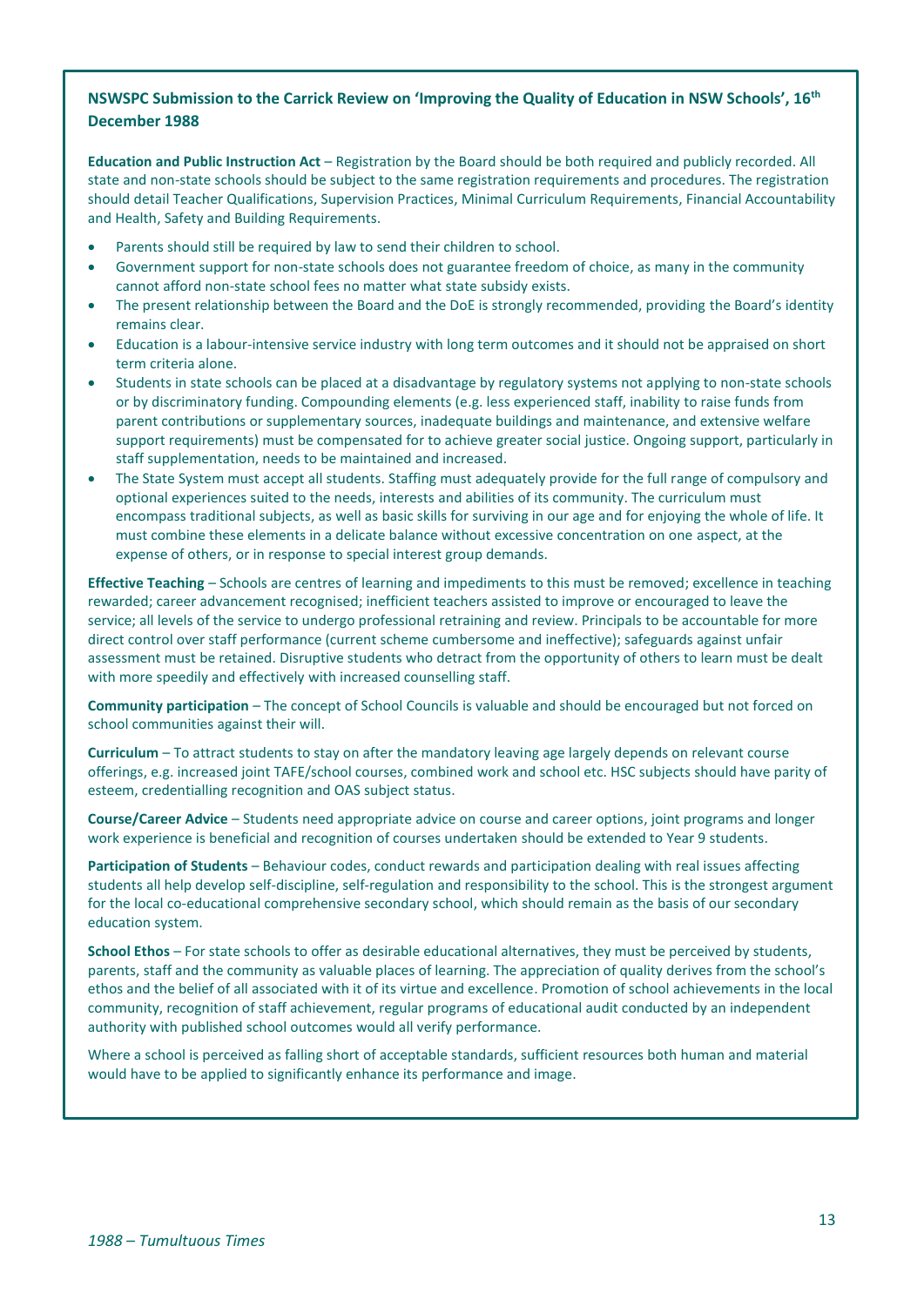**NSWSPC Submission to the Carrick Review on 'Improving the Quality of Education in NSW Schools', 16th December 1988**

**Education and Public Instruction Act** – Registration by the Board should be both required and publicly recorded. All state and non-state schools should be subject to the same registration requirements and procedures. The registration should detail Teacher Qualifications, Supervision Practices, Minimal Curriculum Requirements, Financial Accountability and Health, Safety and Building Requirements.

- Parents should still be required by law to send their children to school.
- Government support for non-state schools does not guarantee freedom of choice, as many in the community cannot afford non-state school fees no matter what state subsidy exists.
- The present relationship between the Board and the DoE is strongly recommended, providing the Board's identity remains clear.
- Education is a labour-intensive service industry with long term outcomes and it should not be appraised on short term criteria alone.
- Students in state schools can be placed at a disadvantage by regulatory systems not applying to non-state schools or by discriminatory funding. Compounding elements (e.g. less experienced staff, inability to raise funds from parent contributions or supplementary sources, inadequate buildings and maintenance, and extensive welfare support requirements) must be compensated for to achieve greater social justice. Ongoing support, particularly in staff supplementation, needs to be maintained and increased.
- The State System must accept all students. Staffing must adequately provide for the full range of compulsory and optional experiences suited to the needs, interests and abilities of its community. The curriculum must encompass traditional subjects, as well as basic skills for surviving in our age and for enjoying the whole of life. It must combine these elements in a delicate balance without excessive concentration on one aspect, at the expense of others, or in response to special interest group demands.

**Effective Teaching** – Schools are centres of learning and impediments to this must be removed; excellence in teaching rewarded; career advancement recognised; inefficient teachers assisted to improve or encouraged to leave the service; all levels of the service to undergo professional retraining and review. Principals to be accountable for more direct control over staff performance (current scheme cumbersome and ineffective); safeguards against unfair assessment must be retained. Disruptive students who detract from the opportunity of others to learn must be dealt with more speedily and effectively with increased counselling staff.

**Community participation** – The concept of School Councils is valuable and should be encouraged but not forced on school communities against their will.

**Curriculum** – To attract students to stay on after the mandatory leaving age largely depends on relevant course offerings, e.g. increased joint TAFE/school courses, combined work and school etc. HSC subjects should have parity of esteem, credentialling recognition and OAS subject status.

**Course/Career Advice** – Students need appropriate advice on course and career options, joint programs and longer work experience is beneficial and recognition of courses undertaken should be extended to Year 9 students.

**Participation of Students** – Behaviour codes, conduct rewards and participation dealing with real issues affecting students all help develop self-discipline, self-regulation and responsibility to the school. This is the strongest argument for the local co-educational comprehensive secondary school, which should remain as the basis of our secondary education system.

**School Ethos** – For state schools to offer as desirable educational alternatives, they must be perceived by students, parents, staff and the community as valuable places of learning. The appreciation of quality derives from the school's ethos and the belief of all associated with it of its virtue and excellence. Promotion of school achievements in the local community, recognition of staff achievement, regular programs of educational audit conducted by an independent authority with published school outcomes would all verify performance.

Where a school is perceived as falling short of acceptable standards, sufficient resources both human and material would have to be applied to significantly enhance its performance and image.